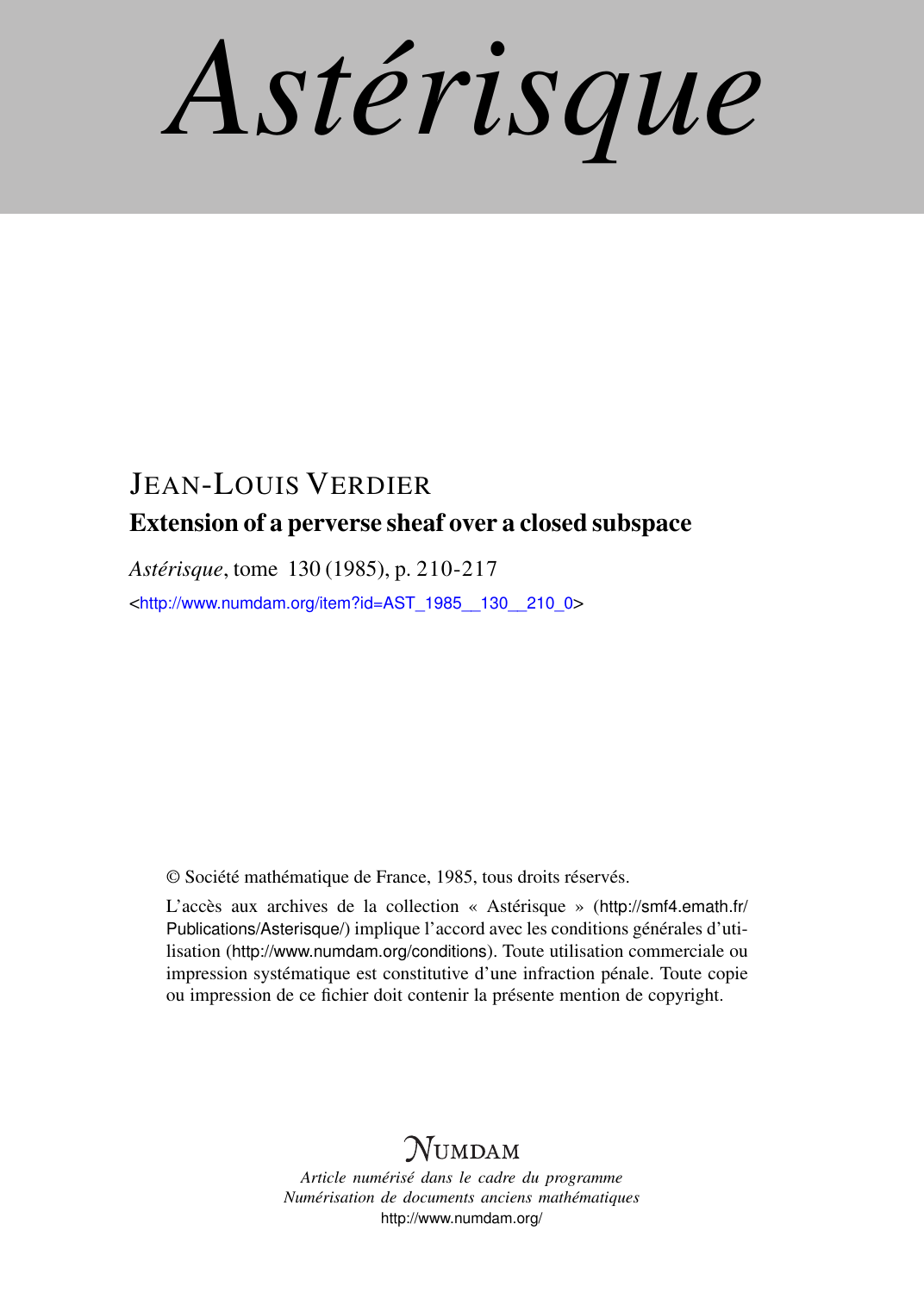# Astérisque

JEAN-LOUIS VERDIER

## Extension of a perverse sheaf over a closed subspace

*Astérisque*, tome 130 (1985), p. 210-217

<http://www.numdam.org/item?id=AST_1985__130__210_0>

© Société mathématique de France, 1985, tous droits réservés.

L'accès aux archives de la collection « Astérisque » (http://smf4.emath.fr/Publications/Asterisque/) implique l'accord avec les conditions générales d'utilisation (http://www.numdam.org/conditions). Toute utilisation commerciale ou impression systématique est constitutive d'une infraction pénale. Toute copie ou impression de ce fichier doit contenir la présente mention de copyright.

NUMDAM

*Article numérisé dans le cadre du programme*
*Numérisation de documents anciens mathématiques*
http://www.numdam.org/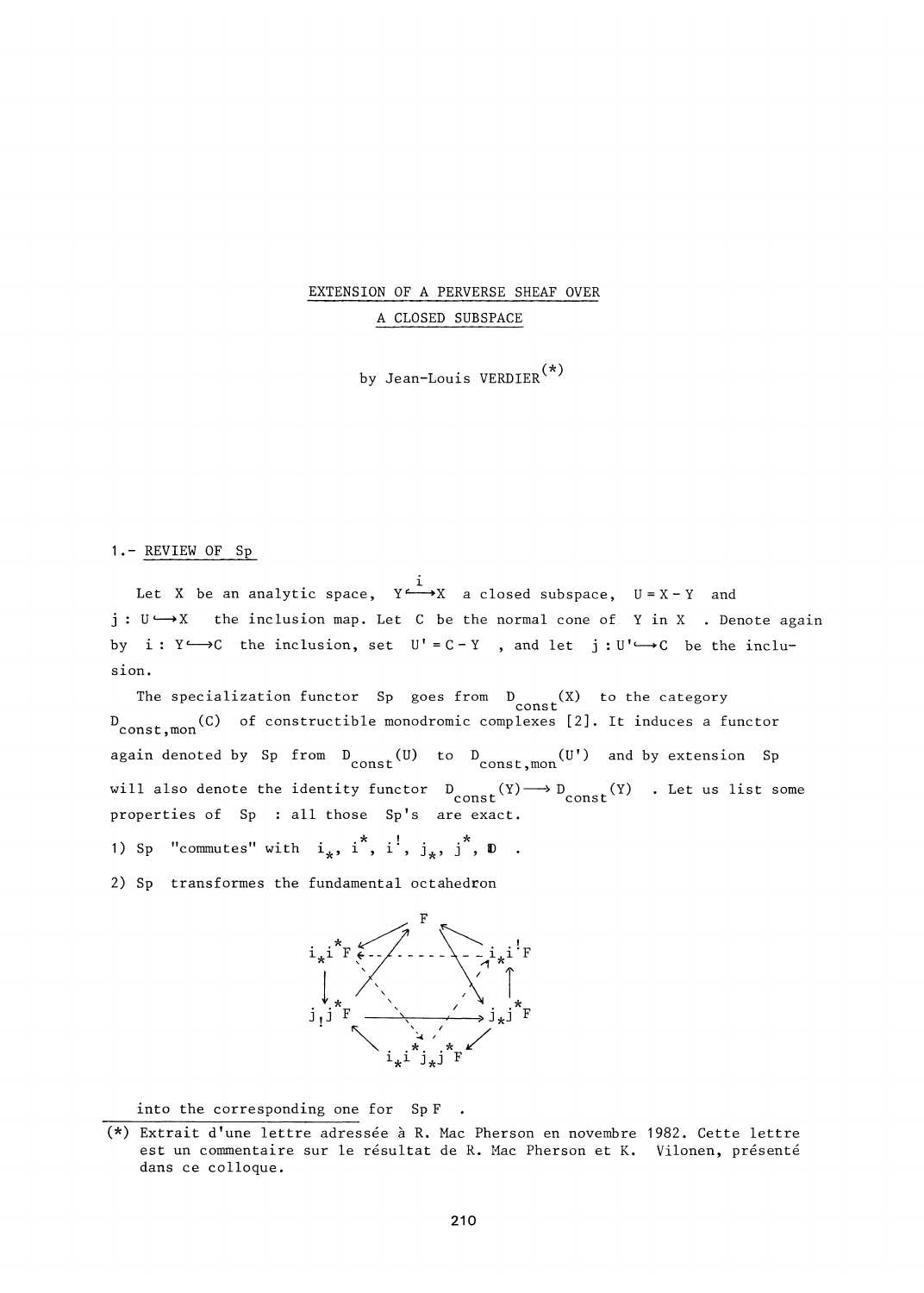# EXTENSION OF A PERVERSE SHEAF OVER A CLOSED SUBSPACE

by Jean-Louis VERDIER(*)

## 1.- REVIEW OF Sp

Let $X$ be an analytic space, $Y \overset{i}{\hookrightarrow} X$ a closed subspace, $U = X - Y$ and $j : U \hookrightarrow X$ the inclusion map. Let $C$ be the normal cone of $Y$ in $X$. Denote again by $i : Y \hookrightarrow C$ the inclusion, set $U' = C - Y$, and let $j : U' \hookrightarrow C$ be the inclusion.

The specialization functor Sp goes from $D_{\text{const}}(X)$ to the category $D_{\text{const,mon}}(C)$ of constructible monodromic complexes [2]. It induces a functor again denoted by Sp from $D_{\text{const}}(U)$ to $D_{\text{const,mon}}(U')$ and by extension Sp will also denote the identity functor $D_{\text{const}}(Y) \longrightarrow D_{\text{const}}(Y)$. Let us list some properties of Sp : all those Sp's are exact.

1) Sp "commutes" with $i_*$, $i^*$, $i^!$, $j_*$, $j^*$, $\mathbb{D}$.

2) Sp transformes the fundamental octahedron

$$
\begin{array}{ccccc}
 & & F & & \\
i_*i^*F & & & & i_*i^!F \\
j_!j^*F & & & & j_*j^*F \\
 & & i_*i^*j_*j^*F & &
\end{array}
$$

into the corresponding one for $\text{Sp}\,F$.

(*) Extrait d'une lettre adressée à R. Mac Pherson en novembre 1982. Cette lettre est un commentaire sur le résultat de R. Mac Pherson et K. Vilonen, présenté dans ce colloque.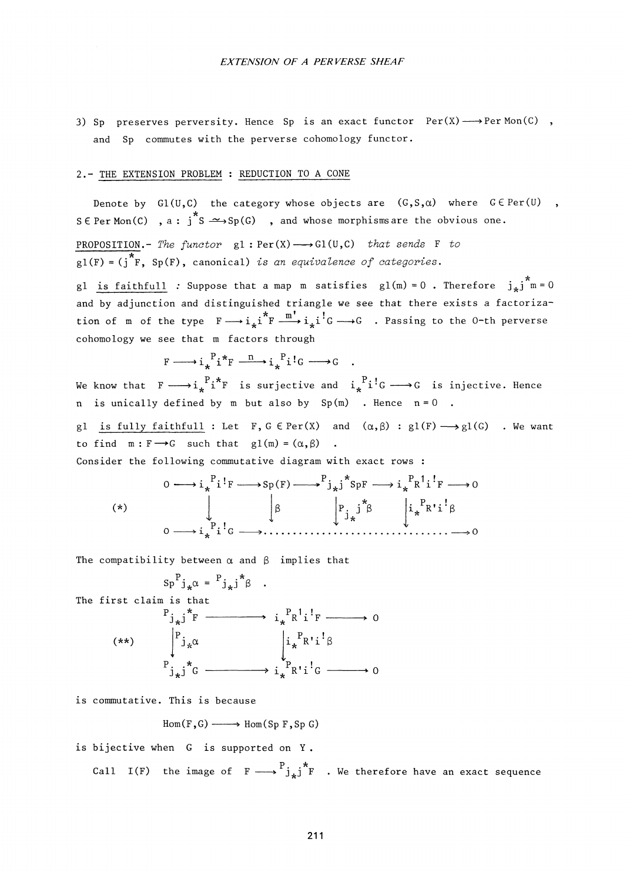3) Sp preserves perversity. Hence Sp is an exact functor $\mathrm{Per}(X) \longrightarrow \mathrm{Per\,Mon}(C)$, and Sp commutes with the perverse cohomology functor.

## 2.- THE EXTENSION PROBLEM : REDUCTION TO A CONE

Denote by $\mathrm{Gl}(U,C)$ the category whose objects are $(G,S,\alpha)$ where $G \in \mathrm{Per}(U)$, $S \in \mathrm{Per\,Mon}(C)$, $a : j^*S \xrightarrow{\sim} \mathrm{Sp}(G)$, and whose morphisms are the obvious one.

PROPOSITION.- *The functor* $\mathrm{gl} : \mathrm{Per}(X) \longrightarrow \mathrm{Gl}(U,C)$ *that sends* $F$ *to* $\mathrm{gl}(F) = (j^*F,\ \mathrm{Sp}(F),\ \text{canonical})$ *is an equivalence of categories.*

gl is faithfull : Suppose that a map $m$ satisfies $\mathrm{gl}(m) = 0$. Therefore $j_*j^*m = 0$ and by adjunction and distinguished triangle we see that there exists a factorization of $m$ of the type $F \longrightarrow i_*i^*F \xrightarrow{m'} i_*i^!G \longrightarrow G$. Passing to the 0-th perverse cohomology we see that $m$ factors through

$$F \longrightarrow i_*{}^{P}i^*F \xrightarrow{\ n\ } i_*{}^{P}i^!G \longrightarrow G \quad .$$

We know that $F \longrightarrow i_*{}^{P}i^*F$ is surjective and $i_*{}^{P}i^!G \longrightarrow G$ is injective. Hence $n$ is unically defined by $m$ but also by $\mathrm{Sp}(m)$. Hence $n = 0$.

gl is fully faithfull : Let $F, G \in \mathrm{Per}(X)$ and $(\alpha,\beta) : \mathrm{gl}(F) \longrightarrow \mathrm{gl}(G)$. We want to find $m : F \longrightarrow G$ such that $\mathrm{gl}(m) = (\alpha,\beta)$.

Consider the following commutative diagram with exact rows :

$$(*)\qquad \begin{array}{ccccccccc}
0 \longrightarrow & i_*{}^{P}i^!F & \longrightarrow & \mathrm{Sp}(F) & \longrightarrow & {}^{P}j_*j^*\mathrm{Sp}F & \longrightarrow & i_*{}^{P}R^1i^!F & \longrightarrow 0 \\
 & \downarrow & & \downarrow{\scriptstyle\beta} & & \downarrow{\scriptstyle {}^{P}j_*j^*\beta} & & \downarrow{\scriptstyle i_*{}^{P}R'i^!\beta} & \\
0 \longrightarrow & i_*{}^{P}i^!G & \longrightarrow & \cdots & \cdots & \cdots & \cdots & \cdots & \longrightarrow 0
\end{array}$$

The compatibility between $\alpha$ and $\beta$ implies that

$$\mathrm{Sp}\,{}^{P}j_*\alpha = {}^{P}j_*j^*\beta \quad .$$

The first claim is that

$$(**)\qquad \begin{array}{ccccc}
{}^{P}j_*j^*F & \longrightarrow & i_*{}^{P}R^1i^!F & \longrightarrow & 0 \\
\downarrow{\scriptstyle {}^{P}j_*\alpha} & & \downarrow{\scriptstyle i_*{}^{P}R'i^!\beta} & & \\
{}^{P}j_*j^*G & \longrightarrow & i_*{}^{P}R'i^!G & \longrightarrow & 0
\end{array}$$

is commutative. This is because

$$\mathrm{Hom}(F,G) \longrightarrow \mathrm{Hom}(\mathrm{Sp}\,F, \mathrm{Sp}\,G)$$

is bijective when $G$ is supported on $Y$.

Call $I(F)$ the image of $F \longrightarrow {}^{P}j_*j^*F$. We therefore have an exact sequence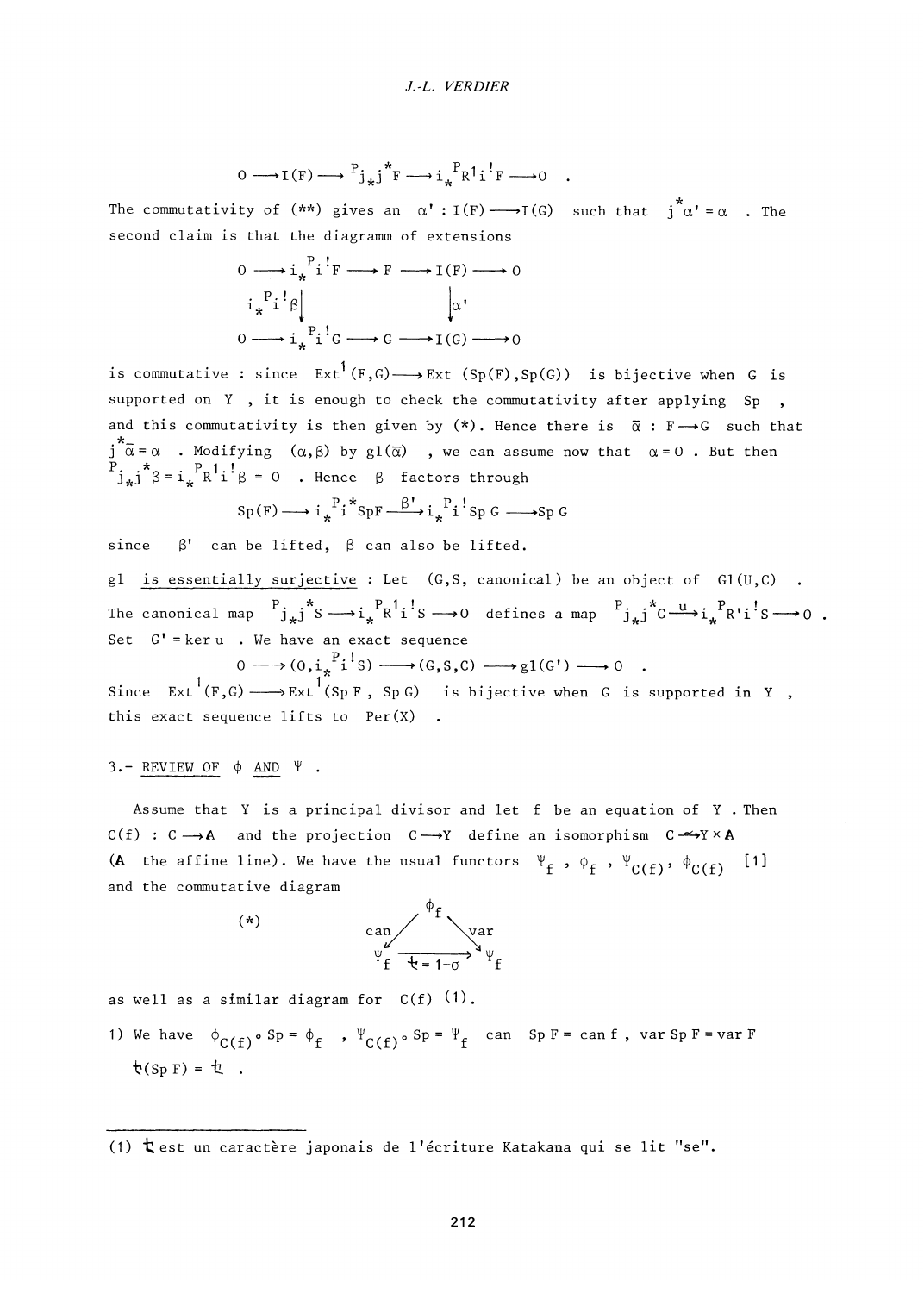$$0 \longrightarrow I(F) \longrightarrow {}^{P}j_*j^*F \longrightarrow i_*{}^{P}R^1 i^! F \longrightarrow 0 \quad .$$

The commutativity of (**) gives an $\alpha' : I(F) \longrightarrow I(G)$ such that $j^*\alpha' = \alpha$ . The second claim is that the diagramm of extensions

$$\begin{array}{ccccccccc} 0 & \longrightarrow & i_*{}^{P}i^! F & \longrightarrow & F & \longrightarrow & I(F) & \longrightarrow & 0 \\ & & \big\downarrow {\scriptstyle i_*{}^{P}i^!\beta} & & & & \big\downarrow {\scriptstyle \alpha'} & & \\ 0 & \longrightarrow & i_*{}^{P}i^! G & \longrightarrow & G & \longrightarrow & I(G) & \longrightarrow & 0 \end{array}$$

is commutative : since $\mathrm{Ext}^1(F,G) \longrightarrow \mathrm{Ext}\,(Sp(F),Sp(G))$ is bijective when $G$ is supported on $Y$ , it is enough to check the commutativity after applying $Sp$ , and this commutativity is then given by (*). Hence there is $\overline{\alpha} : F \longrightarrow G$ such that $j^*\overline{\alpha} = \alpha$ . Modifying $(\alpha,\beta)$ by $gl(\overline{\alpha})$ , we can assume now that $\alpha = 0$ . But then ${}^{P}j_*j^*\beta = i_*{}^{P}R^1 i^! \beta = 0$ . Hence $\beta$ factors through

$$Sp(F) \longrightarrow i_*{}^{P}i^* SpF \xrightarrow{\ \beta'\ } i_*{}^{P}i^! Sp\, G \longrightarrow Sp\, G$$

since $\beta'$ can be lifted, $\beta$ can also be lifted.

$gl$ <u>is essentially surjective</u> : Let $(G,S,\text{canonical})$ be an object of $Gl(U,C)$ . The canonical map ${}^{P}j_*j^*S \longrightarrow i_*{}^{P}R^1 i^! S \longrightarrow 0$ defines a map ${}^{P}j_*j^*G \xrightarrow{\ u\ } i_*{}^{P}R' i^! S \longrightarrow 0$ . Set $G' = \ker u$ . We have an exact sequence

$$0 \longrightarrow (0, i_*{}^{P}i^! S) \longrightarrow (G,S,C) \longrightarrow gl(G') \longrightarrow 0 \quad .$$

Since $\mathrm{Ext}^1(F,G) \longrightarrow \mathrm{Ext}^1(Sp\,F\,,\,Sp\,G)$ is bijective when $G$ is supported in $Y$ , this exact sequence lifts to $Per(X)$ .

## 3.- <u>REVIEW OF $\phi$ AND $\Psi$</u> .

Assume that $Y$ is a principal divisor and let $f$ be an equation of $Y$ . Then $C(f) : C \longrightarrow \mathbf{A}$ and the projection $C \longrightarrow Y$ define an isomorphism $C \xrightarrow{\sim} Y \times \mathbf{A}$ ($\mathbf{A}$ the affine line). We have the usual functors $\Psi_f$ , $\phi_f$ , $\Psi_{C(f)}$, $\phi_{C(f)}$ [1] and the commutative diagram

$$(*) \qquad \begin{array}{ccc} & \phi_f & \\ {\scriptstyle can} \nearrow & & \searrow {\scriptstyle var} \\ \Psi_f & \xrightarrow{\ セ = 1-\sigma\ } & \Psi_f \end{array}$$

as well as a similar diagram for $C(f)$ (1).

1) We have $\phi_{C(f)} \circ Sp = \phi_f$ , $\Psi_{C(f)} \circ Sp = \Psi_f$ can $Sp\,F = \text{can}\, f$ , var $Sp\,F = \text{var}\,F$
   $セ(Sp\,F) = セ$ .

---

(1) セ est un caractère japonais de l'écriture Katakana qui se lit "se".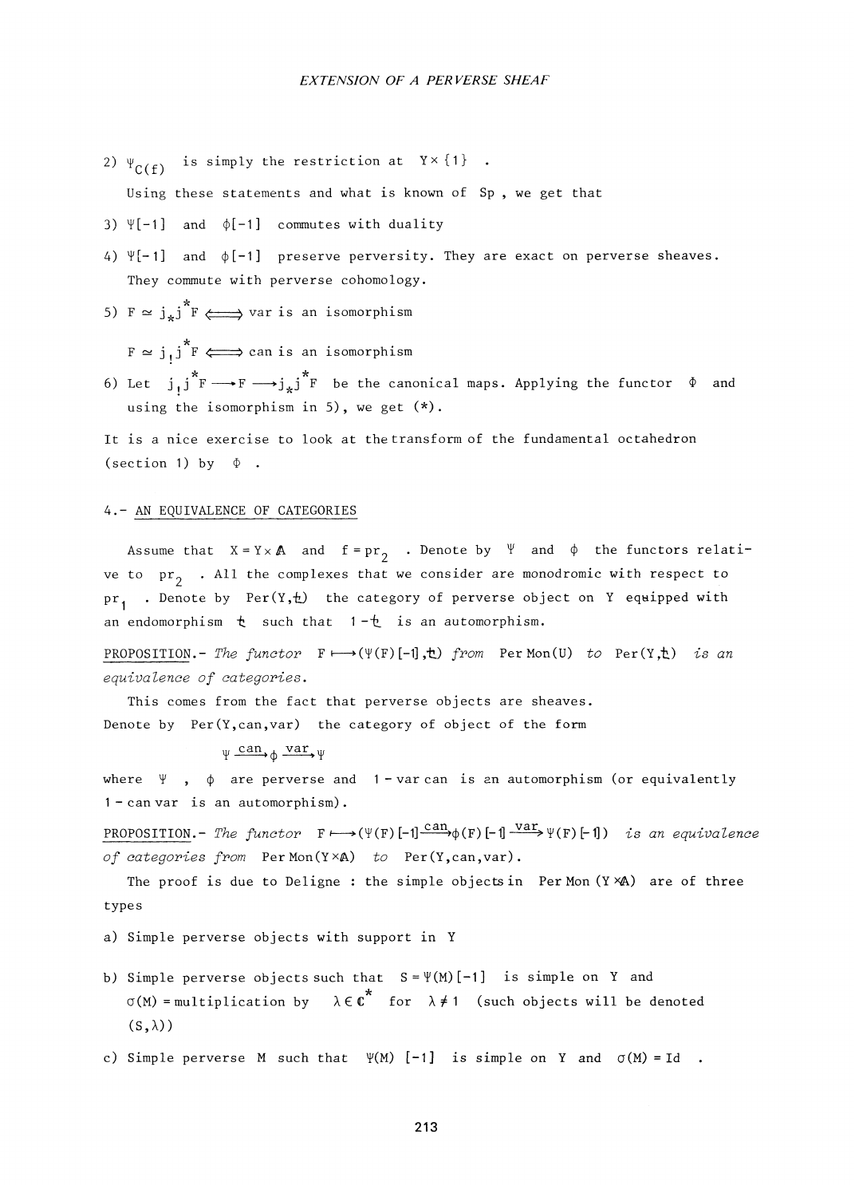2) $\Psi_{C(f)}$ is simply the restriction at $Y \times \{1\}$ .

Using these statements and what is known of Sp , we get that

3) $\Psi[-1]$ and $\phi[-1]$ commutes with duality

4) $\Psi[-1]$ and $\phi[-1]$ preserve perversity. They are exact on perverse sheaves. They commute with perverse cohomology.

5) $F \simeq j_* j^* F \Longleftrightarrow$ var is an isomorphism

$F \simeq j_! j^* F \Longleftrightarrow$ can is an isomorphism

6) Let $j_! j^* F \longrightarrow F \longrightarrow j_* j^* F$ be the canonical maps. Applying the functor $\Phi$ and using the isomorphism in 5), we get (*).

It is a nice exercise to look at the transform of the fundamental octahedron (section 1) by $\Phi$ .

## 4.- AN EQUIVALENCE OF CATEGORIES

Assume that $X = Y \times \mathbb{A}$ and $f = pr_2$ . Denote by $\Psi$ and $\phi$ the functors relative to $pr_2$ . All the complexes that we consider are monodromic with respect to $pr_1$ . Denote by $\mathrm{Per}(Y,t)$ the category of perverse object on Y equipped with an endomorphism $t$ such that $1-t$ is an automorphism.

PROPOSITION.- *The functor* $F \longmapsto (\Psi(F)[-1], t)$ *from* $\mathrm{Per\,Mon}(U)$ *to* $\mathrm{Per}(Y,t)$ *is an equivalence of categories.*

This comes from the fact that perverse objects are sheaves.

Denote by $\mathrm{Per}(Y,\mathrm{can},\mathrm{var})$ the category of object of the form

$$\Psi \xrightarrow{\mathrm{can}} \phi \xrightarrow{\mathrm{var}} \Psi$$

where $\Psi$ , $\phi$ are perverse and $1 - \mathrm{var\,can}$ is an automorphism (or equivalently $1 - \mathrm{can\,var}$ is an automorphism).

PROPOSITION.- *The functor* $F \longmapsto (\Psi(F)[-1] \xrightarrow{\mathrm{can}} \phi(F)[-1] \xrightarrow{\mathrm{var}} \Psi(F)[-1])$ *is an equivalence of categories from* $\mathrm{Per\,Mon}(Y \times \mathbb{A})$ *to* $\mathrm{Per}(Y,\mathrm{can},\mathrm{var})$.

The proof is due to Deligne : the simple objects in $\mathrm{Per\,Mon}(Y \times \mathbb{A})$ are of three types

a) Simple perverse objects with support in Y

b) Simple perverse objects such that $S = \Psi(M)[-1]$ is simple on Y and $\sigma(M)$ = multiplication by $\lambda \in \mathbb{C}^*$ for $\lambda \neq 1$ (such objects will be denoted $(S,\lambda)$)

c) Simple perverse M such that $\Psi(M)[-1]$ is simple on Y and $\sigma(M) = \mathrm{Id}$ .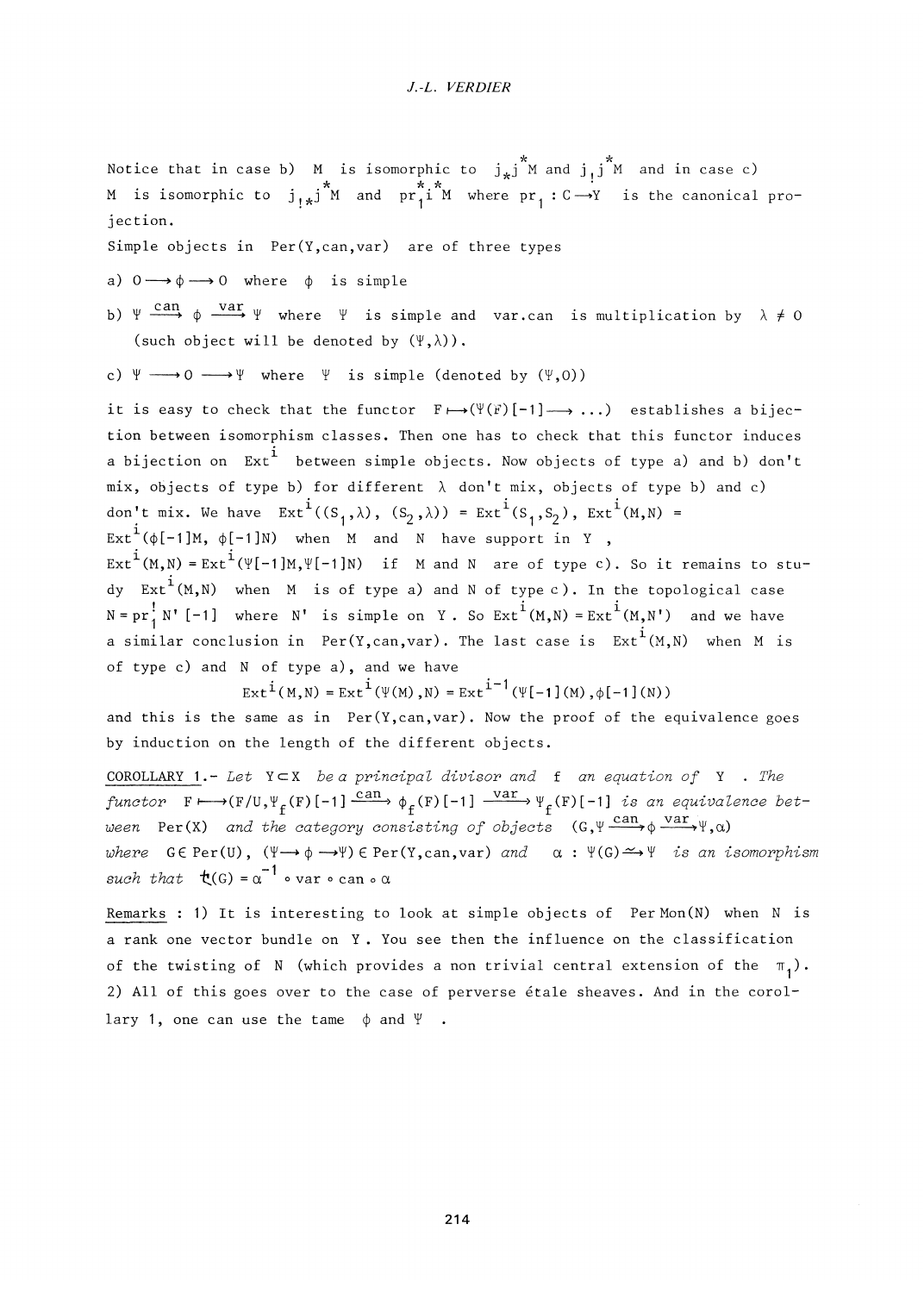Notice that in case b) $M$ is isomorphic to $j_* j^* M$ and $j_! j^* M$ and in case c) $M$ is isomorphic to $j_{!*} j^* M$ and $pr_1^* i^* M$ where $pr_1 : C \longrightarrow Y$ is the canonical projection.

Simple objects in $\mathrm{Per}(Y,\mathrm{can},\mathrm{var})$ are of three types

a) $0 \longrightarrow \phi \longrightarrow 0$ where $\phi$ is simple

b) $\Psi \xrightarrow{\mathrm{can}} \phi \xrightarrow{\mathrm{var}} \Psi$ where $\Psi$ is simple and $\mathrm{var}.\mathrm{can}$ is multiplication by $\lambda \neq 0$ (such object will be denoted by $(\Psi,\lambda)$).

c) $\Psi \longrightarrow 0 \longrightarrow \Psi$ where $\Psi$ is simple (denoted by $(\Psi,0)$)

it is easy to check that the functor $F \longmapsto (\Psi(F)[-1] \longrightarrow \ldots)$ establishes a bijection between isomorphism classes. Then one has to check that this functor induces a bijection on $\mathrm{Ext}^i$ between simple objects. Now objects of type a) and b) don't mix, objects of type b) for different $\lambda$ don't mix, objects of type b) and c) don't mix. We have $\mathrm{Ext}^i((S_1,\lambda),(S_2,\lambda)) = \mathrm{Ext}^i(S_1,S_2)$, $\mathrm{Ext}^i(M,N) = \mathrm{Ext}^i(\phi[-1]M, \phi[-1]N)$ when $M$ and $N$ have support in $Y$,
$\mathrm{Ext}^i(M,N) = \mathrm{Ext}^i(\Psi[-1]M, \Psi[-1]N)$ if $M$ and $N$ are of type c). So it remains to study $\mathrm{Ext}^i(M,N)$ when $M$ is of type a) and $N$ of type c). In the topological case $N = pr_1^! N'[-1]$ where $N'$ is simple on $Y$. So $\mathrm{Ext}^i(M,N) = \mathrm{Ext}^i(M,N')$ and we have a similar conclusion in $\mathrm{Per}(Y,\mathrm{can},\mathrm{var})$. The last case is $\mathrm{Ext}^i(M,N)$ when $M$ is of type c) and $N$ of type a), and we have

$$\mathrm{Ext}^i(M,N) = \mathrm{Ext}^i(\Psi(M),N) = \mathrm{Ext}^{i-1}(\Psi[-1](M), \phi[-1](N))$$

and this is the same as in $\mathrm{Per}(Y,\mathrm{can},\mathrm{var})$. Now the proof of the equivalence goes by induction on the length of the different objects.

COROLLARY 1.- *Let $Y \subset X$ be a principal divisor and $f$ an equation of $Y$. The functor $F \longmapsto (F/U, \Psi_f(F)[-1] \xrightarrow{\mathrm{can}} \phi_f(F)[-1] \xrightarrow{\mathrm{var}} \Psi_f(F)[-1]$ is an equivalence between $\mathrm{Per}(X)$ and the category consisting of objects $(G, \Psi \xrightarrow{\mathrm{can}} \phi \xrightarrow{\mathrm{var}} \Psi, \alpha)$ where $G \in \mathrm{Per}(U)$, $(\Psi \longrightarrow \phi \longrightarrow \Psi) \in \mathrm{Per}(Y,\mathrm{can},\mathrm{var})$ and $\alpha : \Psi(G) \xrightarrow{\sim} \Psi$ is an isomorphism such that $\mathfrak{t}(G) = \alpha^{-1} \circ \mathrm{var} \circ \mathrm{can} \circ \alpha$*

Remarks : 1) It is interesting to look at simple objects of $\mathrm{Per\,Mon}(N)$ when $N$ is a rank one vector bundle on $Y$. You see then the influence on the classification of the twisting of $N$ (which provides a non trivial central extension of the $\pi_1$).
2) All of this goes over to the case of perverse étale sheaves. And in the corollary 1, one can use the tame $\phi$ and $\Psi$.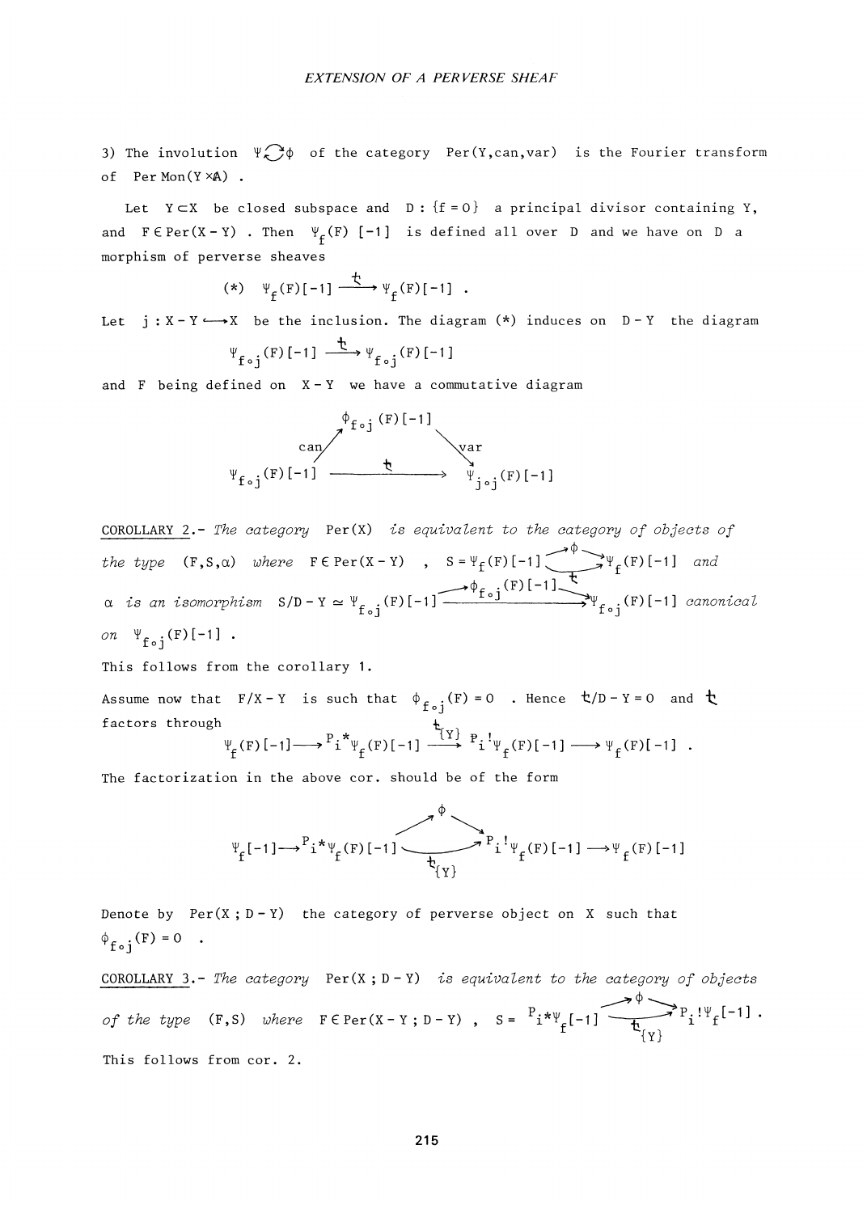3) The involution $\Psi \circlearrowleft \phi$ of the category Per(Y,can,var) is the Fourier transform of Per Mon($Y \times \mathbb{A}$) .

Let $Y \subset X$ be closed subspace and $D : \{f = 0\}$ a principal divisor containing Y, and $F \in \mathrm{Per}(X - Y)$ . Then $\Psi_f(F)[-1]$ is defined all over D and we have on D a morphism of perverse sheaves

$$(*) \quad \Psi_f(F)[-1] \xrightarrow{\;t\;} \Psi_f(F)[-1] \ .$$

Let $j : X - Y \hookrightarrow X$ be the inclusion. The diagram (*) induces on $D - Y$ the diagram

$$\Psi_{f\circ j}(F)[-1] \xrightarrow{\;t\;} \Psi_{f\circ j}(F)[-1]$$

and F being defined on $X - Y$ we have a commutative diagram

$$\begin{array}{ccc} & \phi_{f\circ j}(F)[-1] & \\ {\scriptstyle \mathrm{can}} \nearrow & & \searrow {\scriptstyle \mathrm{var}} \\ \Psi_{f\circ j}(F)[-1] & \xrightarrow{\quad t \quad} & \Psi_{j\circ j}(F)[-1] \end{array}$$

COROLLARY 2.- *The category* Per(X) *is equivalent to the category of objects of the type* (F,S,α) *where* $F \in \mathrm{Per}(X - Y)$ , $S = \Psi_f(F)[-1] \underset{t}{\overset{\phi}{\rightrightarrows}} \Psi_f(F)[-1]$ *and* α *is an isomorphism* $S/D - Y \simeq \Psi_{f\circ j}(F)[-1] \underset{t}{\overset{\phi_{f\circ j}(F)[-1]}{\rightrightarrows}} \Psi_{f\circ j}(F)[-1]$ *canonical on* $\Psi_{f\circ j}(F)[-1]$ .

This follows from the corollary 1.

Assume now that $F/X - Y$ is such that $\phi_{f\circ j}(F) = 0$ . Hence $t/D - Y = 0$ and $t$ factors through

$$\Psi_f(F)[-1] \longrightarrow {}^{P}i^{*}\Psi_f(F)[-1] \xrightarrow{\;t_{\{Y\}}\;} {}^{P}i^{!}\Psi_f(F)[-1] \longrightarrow \Psi_f(F)[-1] \ .$$

The factorization in the above cor. should be of the form

$$\Psi_f[-1] \longrightarrow {}^{P}i^{*}\Psi_f(F)[-1] \underset{t_{\{Y\}}}{\overset{\phi}{\rightrightarrows}} {}^{P}i^{!}\Psi_f(F)[-1] \longrightarrow \Psi_f(F)[-1]$$

Denote by $\mathrm{Per}(X ; D - Y)$ the category of perverse object on X such that $\phi_{f\circ j}(F) = 0$ .

COROLLARY 3.- *The category* $\mathrm{Per}(X ; D - Y)$ *is equivalent to the category of objects of the type* (F,S) *where* $F \in \mathrm{Per}(X - Y ; D - Y)$ , $S = {}^{P}i^{*}\Psi_f[-1] \underset{t_{\{Y\}}}{\overset{\phi}{\rightrightarrows}} {}^{P}i^{!}\Psi_f[-1]$ .

This follows from cor. 2.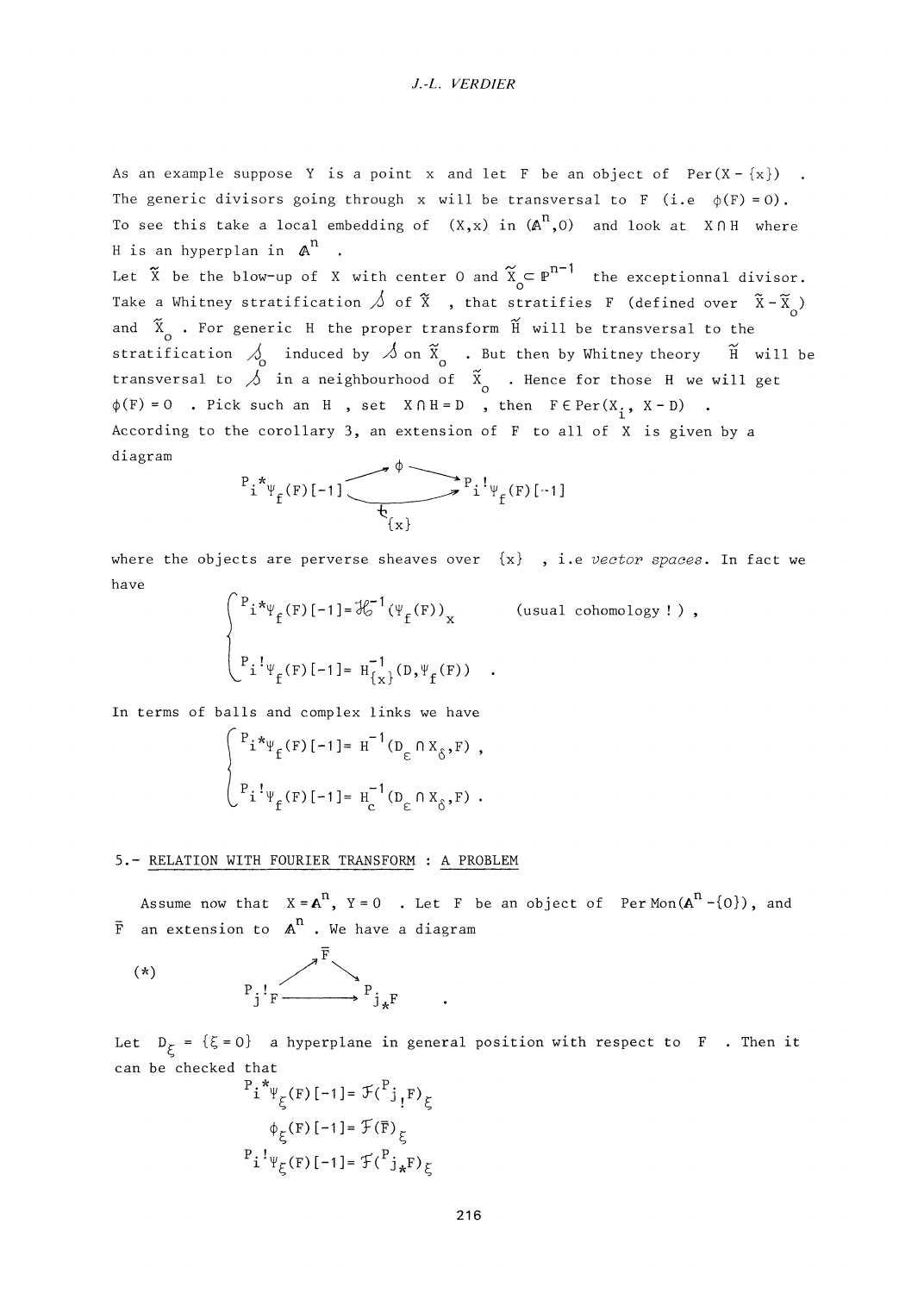As an example suppose $Y$ is a point $x$ and let $F$ be an object of $\mathrm{Per}(X-\{x\})$. The generic divisors going through $x$ will be transversal to $F$ (i.e $\phi(F)=0$). To see this take a local embedding of $(X,x)$ in $(\mathbb{A}^n,0)$ and look at $X\cap H$ where $H$ is an hyperplan in $\mathbb{A}^n$.

Let $\tilde{X}$ be the blow-up of $X$ with center $0$ and $\tilde{X}_o \subset \mathbb{P}^{n-1}$ the exceptionnal divisor. Take a Whitney stratification $\mathcal{S}$ of $\tilde{X}$, that stratifies $F$ (defined over $\tilde{X}-\tilde{X}_o$) and $\tilde{X}_o$. For generic $H$ the proper transform $\tilde{H}$ will be transversal to the stratification $\mathcal{S}_o$ induced by $\mathcal{S}$ on $\tilde{X}_o$. But then by Whitney theory $\tilde{H}$ will be transversal to $\mathcal{S}$ in a neighbourhood of $\tilde{X}_o$. Hence for those $H$ we will get $\phi(F)=0$. Pick such an $H$, set $X\cap H=D$, then $F\in \mathrm{Per}(X_i,\, X-D)$.

According to the corollary 3, an extension of $F$ to all of $X$ is given by a diagram

$$
{}^{P}i^{*}\psi_f(F)[-1] \underset{t_{\{x\}}}{\overset{\phi}{\rightleftarrows}} {}^{P}i^{!}\psi_f(F)[-1]
$$

where the objects are perverse sheaves over $\{x\}$, i.e *vector spaces*. In fact we have

$$
\begin{cases}
{}^{P}i^{*}\psi_f(F)[-1] = \mathcal{H}^{-1}(\psi_f(F))_x & \text{(usual cohomology ! )}\,, \\[2ex]
{}^{P}i^{!}\psi_f(F)[-1] = H^{-1}_{\{x\}}(D,\psi_f(F)) & .
\end{cases}
$$

In terms of balls and complex links we have

$$
\begin{cases}
{}^{P}i^{*}\psi_f(F)[-1] = H^{-1}(D_\varepsilon \cap X_\delta, F)\,, \\[2ex]
{}^{P}i^{!}\psi_f(F)[-1] = H^{-1}_{c}(D_\varepsilon \cap X_\delta, F)\,.
\end{cases}
$$

## 5.- RELATION WITH FOURIER TRANSFORM : A PROBLEM

Assume now that $X=\mathbb{A}^n$, $Y=0$. Let $F$ be an object of $\mathrm{Per\,Mon}(\mathbb{A}^n-\{0\})$, and $\bar{F}$ an extension to $\mathbb{A}^n$. We have a diagram

$$
(*) \qquad
\begin{array}{ccc}
 & \bar{F} & \\
\nearrow & & \searrow \\
{}^{P}j_{!}F & \longrightarrow & {}^{P}j_{*}F
\end{array}
$$

Let $D_\xi = \{\xi = 0\}$ a hyperplane in general position with respect to $F$. Then it can be checked that

$$
{}^{P}i^{*}\psi_\xi(F)[-1] = \mathcal{F}({}^{P}j_{!}F)_\xi
$$

$$
\phi_\xi(F)[-1] = \mathcal{F}(\bar{F})_\xi
$$

$$
{}^{P}i^{!}\psi_\xi(F)[-1] = \mathcal{F}({}^{P}j_{*}F)_\xi
$$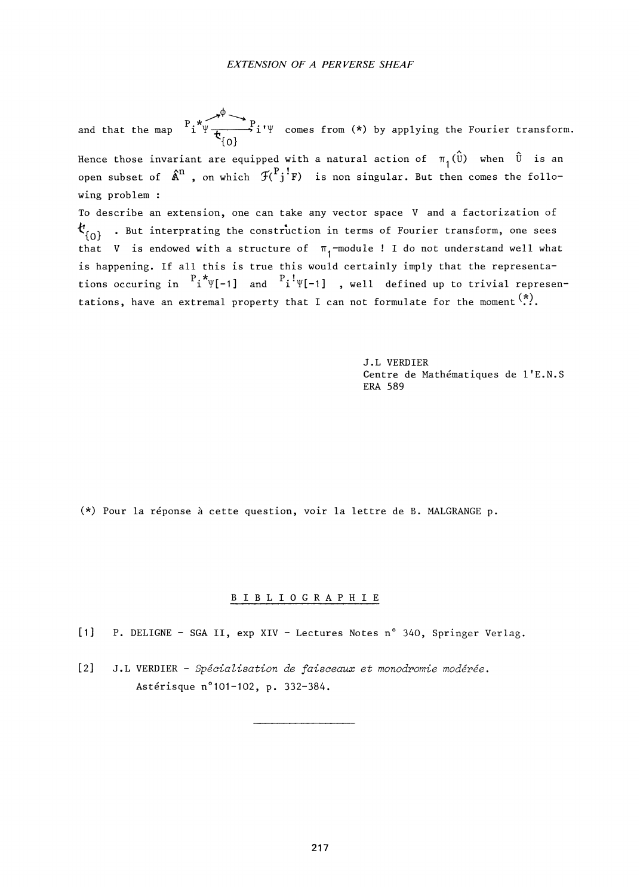and that the map ${}^{P}i^{*}\Psi \xrightarrow[\mathfrak{t}_{\{0\}}]{\phi} {}^{P}i^{!}\Psi$ comes from (*) by applying the Fourier transform. Hence those invariant are equipped with a natural action of $\pi_1(\hat{U})$ when $\hat{U}$ is an open subset of $\hat{\mathbb{A}}^n$, on which $\mathcal{F}({}^{P}j^{!}F)$ is non singular. But then comes the following problem :

To describe an extension, one can take any vector space V and a factorization of $\mathfrak{t}_{\{0\}}$. But interprating the construction in terms of Fourier transform, one sees that V is endowed with a structure of $\pi_1$-module ! I do not understand well what is happening. If all this is true this would certainly imply that the representations occuring in ${}^{P}i^{*}\Psi[-1]$ and ${}^{P}i^{!}\Psi[-1]$, well defined up to trivial representations, have an extremal property that I can not formulate for the moment (*).

J.L VERDIER
Centre de Mathématiques de l'E.N.S
ERA 589

(*) Pour la réponse à cette question, voir la lettre de B. MALGRANGE p.

## BIBLIOGRAPHIE

[1] P. DELIGNE - SGA II, exp XIV - Lectures Notes n° 340, Springer Verlag.

[2] J.L VERDIER - *Spécialisation de faisceaux et monodromie modérée.* Astérisque n°101-102, p. 332-384.